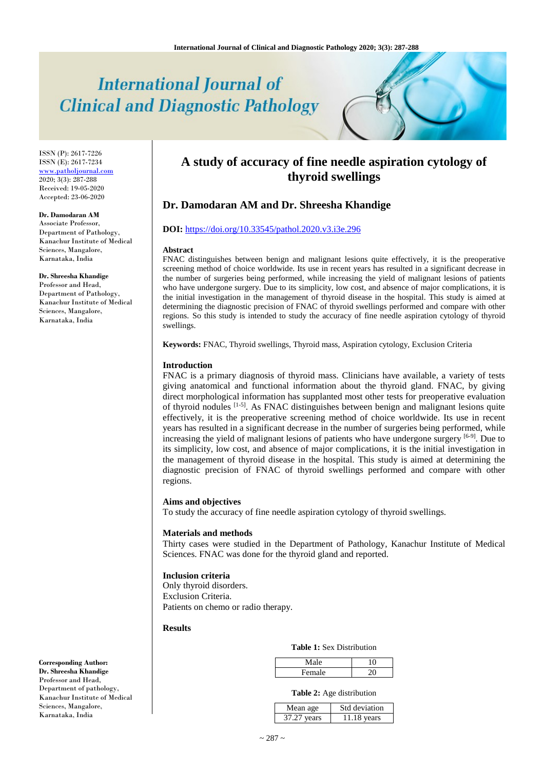# International Journal of Clinical and Diagnostic Pathology

ISSN (P): 2617-7226
ISSN (E): 2617-7234
www.patholjournal.com
2020; 3(3): 287-288
Received: 19-05-2020
Accepted: 23-06-2020

**Dr. Damodaran AM**
Associate Professor,
Department of Pathology,
Kanachur Institute of Medical Sciences, Mangalore,
Karnataka, India

**Dr. Shreesha Khandige**
Professor and Head,
Department of Pathology,
Kanachur Institute of Medical Sciences, Mangalore,
Karnataka, India

**Corresponding Author:**
**Dr. Shreesha Khandige**
Professor and Head,
Department of pathology,
Kanachur Institute of Medical Sciences, Mangalore,
Karnataka, India

## A study of accuracy of fine needle aspiration cytology of thyroid swellings

### Dr. Damodaran AM and Dr. Shreesha Khandige

**DOI:** https://doi.org/10.33545/pathol.2020.v3.i3e.296

**Abstract**

FNAC distinguishes between benign and malignant lesions quite effectively, it is the preoperative screening method of choice worldwide. Its use in recent years has resulted in a significant decrease in the number of surgeries being performed, while increasing the yield of malignant lesions of patients who have undergone surgery. Due to its simplicity, low cost, and absence of major complications, it is the initial investigation in the management of thyroid disease in the hospital. This study is aimed at determining the diagnostic precision of FNAC of thyroid swellings performed and compare with other regions. So this study is intended to study the accuracy of fine needle aspiration cytology of thyroid swellings.

**Keywords:** FNAC, Thyroid swellings, Thyroid mass, Aspiration cytology, Exclusion Criteria

**Introduction**

FNAC is a primary diagnosis of thyroid mass. Clinicians have available, a variety of tests giving anatomical and functional information about the thyroid gland. FNAC, by giving direct morphological information has supplanted most other tests for preoperative evaluation of thyroid nodules [1-5]. As FNAC distinguishes between benign and malignant lesions quite effectively, it is the preoperative screening method of choice worldwide. Its use in recent years has resulted in a significant decrease in the number of surgeries being performed, while increasing the yield of malignant lesions of patients who have undergone surgery [6-9]. Due to its simplicity, low cost, and absence of major complications, it is the initial investigation in the management of thyroid disease in the hospital. This study is aimed at determining the diagnostic precision of FNAC of thyroid swellings performed and compare with other regions.

**Aims and objectives**

To study the accuracy of fine needle aspiration cytology of thyroid swellings.

**Materials and methods**

Thirty cases were studied in the Department of Pathology, Kanachur Institute of Medical Sciences. FNAC was done for the thyroid gland and reported.

**Inclusion criteria**

Only thyroid disorders.
Exclusion Criteria.
Patients on chemo or radio therapy.

**Results**

**Table 1:** Sex Distribution

| Male | 10 |
|---|---|
| Female | 20 |

**Table 2:** Age distribution

| Mean age | Std deviation |
|---|---|
| 37.27 years | 11.18 years |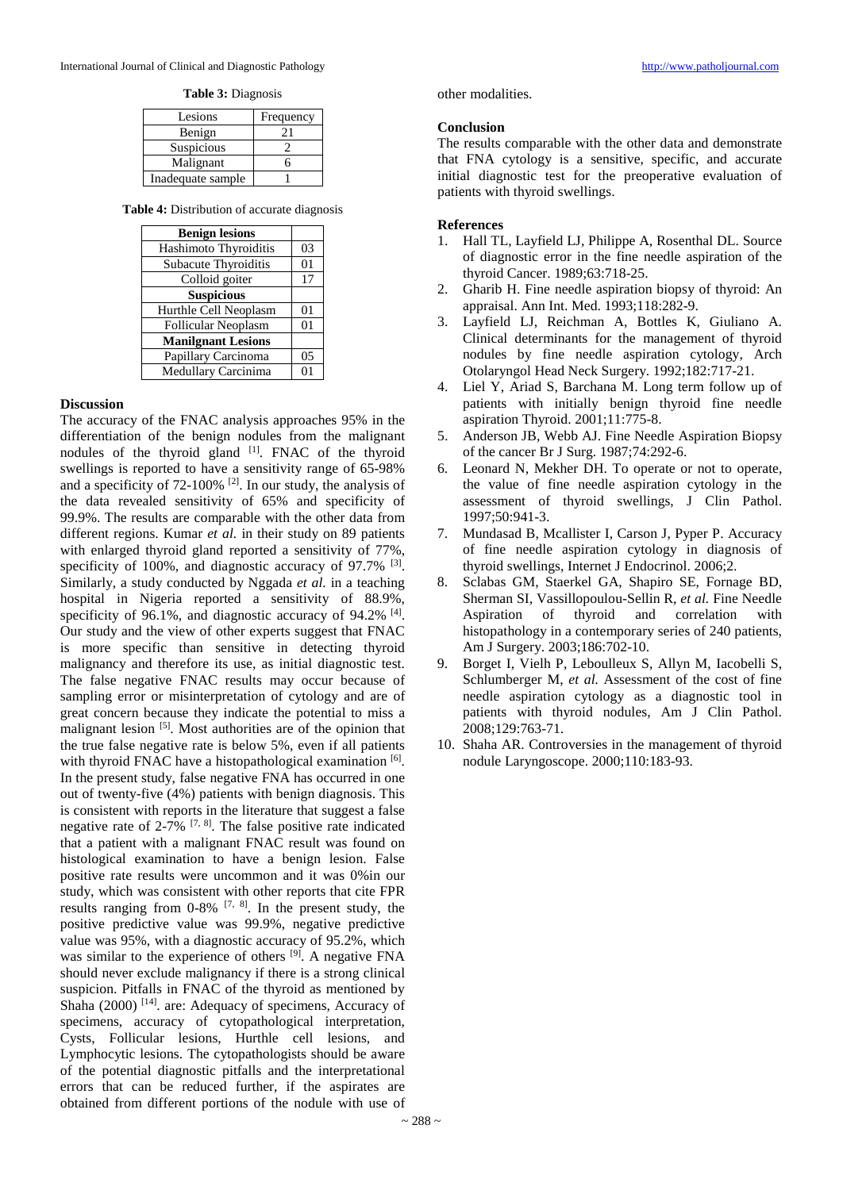**Table 3:** Diagnosis

| Lesions | Frequency |
|---|---|
| Benign | 21 |
| Suspicious | 2 |
| Malignant | 6 |
| Inadequate sample | 1 |

**Table 4:** Distribution of accurate diagnosis

| | |
|---|---|
| **Benign lesions** | |
| Hashimoto Thyroiditis | 03 |
| Subacute Thyroiditis | 01 |
| Colloid goiter | 17 |
| **Suspicious** | |
| Hurthle Cell Neoplasm | 01 |
| Follicular Neoplasm | 01 |
| **Manilgnant Lesions** | |
| Papillary Carcinoma | 05 |
| Medullary Carcinima | 01 |

## Discussion

The accuracy of the FNAC analysis approaches 95% in the differentiation of the benign nodules from the malignant nodules of the thyroid gland [1]. FNAC of the thyroid swellings is reported to have a sensitivity range of 65-98% and a specificity of 72-100% [2]. In our study, the analysis of the data revealed sensitivity of 65% and specificity of 99.9%. The results are comparable with the other data from different regions. Kumar *et al.* in their study on 89 patients with enlarged thyroid gland reported a sensitivity of 77%, specificity of 100%, and diagnostic accuracy of 97.7% [3]. Similarly, a study conducted by Nggada *et al.* in a teaching hospital in Nigeria reported a sensitivity of 88.9%, specificity of 96.1%, and diagnostic accuracy of 94.2% [4]. Our study and the view of other experts suggest that FNAC is more specific than sensitive in detecting thyroid malignancy and therefore its use, as initial diagnostic test. The false negative FNAC results may occur because of sampling error or misinterpretation of cytology and are of great concern because they indicate the potential to miss a malignant lesion [5]. Most authorities are of the opinion that the true false negative rate is below 5%, even if all patients with thyroid FNAC have a histopathological examination [6]. In the present study, false negative FNA has occurred in one out of twenty-five (4%) patients with benign diagnosis. This is consistent with reports in the literature that suggest a false negative rate of 2-7% [7, 8]. The false positive rate indicated that a patient with a malignant FNAC result was found on histological examination to have a benign lesion. False positive rate results were uncommon and it was 0%in our study, which was consistent with other reports that cite FPR results ranging from 0-8% [7, 8]. In the present study, the positive predictive value was 99.9%, negative predictive value was 95%, with a diagnostic accuracy of 95.2%, which was similar to the experience of others [9]. A negative FNA should never exclude malignancy if there is a strong clinical suspicion. Pitfalls in FNAC of the thyroid as mentioned by Shaha (2000) [14]. are: Adequacy of specimens, Accuracy of specimens, accuracy of cytopathological interpretation, Cysts, Follicular lesions, Hurthle cell lesions, and Lymphocytic lesions. The cytopathologists should be aware of the potential diagnostic pitfalls and the interpretational errors that can be reduced further, if the aspirates are obtained from different portions of the nodule with use of other modalities.

## Conclusion

The results comparable with the other data and demonstrate that FNA cytology is a sensitive, specific, and accurate initial diagnostic test for the preoperative evaluation of patients with thyroid swellings.

## References

1. Hall TL, Layfield LJ, Philippe A, Rosenthal DL. Source of diagnostic error in the fine needle aspiration of the thyroid Cancer. 1989;63:718-25.
2. Gharib H. Fine needle aspiration biopsy of thyroid: An appraisal. Ann Int. Med. 1993;118:282-9.
3. Layfield LJ, Reichman A, Bottles K, Giuliano A. Clinical determinants for the management of thyroid nodules by fine needle aspiration cytology, Arch Otolaryngol Head Neck Surgery. 1992;182:717-21.
4. Liel Y, Ariad S, Barchana M. Long term follow up of patients with initially benign thyroid fine needle aspiration Thyroid. 2001;11:775-8.
5. Anderson JB, Webb AJ. Fine Needle Aspiration Biopsy of the cancer Br J Surg. 1987;74:292-6.
6. Leonard N, Mekher DH. To operate or not to operate, the value of fine needle aspiration cytology in the assessment of thyroid swellings, J Clin Pathol. 1997;50:941-3.
7. Mundasad B, Mcallister I, Carson J, Pyper P. Accuracy of fine needle aspiration cytology in diagnosis of thyroid swellings, Internet J Endocrinol. 2006;2.
8. Sclabas GM, Staerkel GA, Shapiro SE, Fornage BD, Sherman SI, Vassillopoulou-Sellin R, *et al.* Fine Needle Aspiration of thyroid and correlation with histopathology in a contemporary series of 240 patients, Am J Surgery. 2003;186:702-10.
9. Borget I, Vielh P, Leboulleux S, Allyn M, Iacobelli S, Schlumberger M, *et al.* Assessment of the cost of fine needle aspiration cytology as a diagnostic tool in patients with thyroid nodules, Am J Clin Pathol. 2008;129:763-71.
10. Shaha AR. Controversies in the management of thyroid nodule Laryngoscope. 2000;110:183-93.